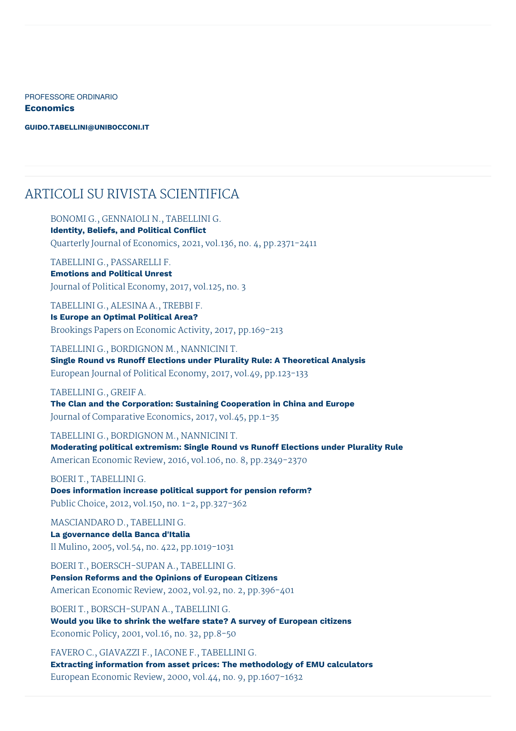PROFESSORE ORDINARIO

**Economics**

**GUIDO.TABELLINI@UNIBOCCONI.IT**

## ARTICOLI SU RIVISTA SCIENTIFICA

BONOMI G., GENNAIOLI N., TABELLINI G.
**Identity, Beliefs, and Political Conflict**
Quarterly Journal of Economics, 2021, vol.136, no. 4, pp.2371-2411

TABELLINI G., PASSARELLI F.
**Emotions and Political Unrest**
Journal of Political Economy, 2017, vol.125, no. 3

TABELLINI G., ALESINA A., TREBBI F.
**Is Europe an Optimal Political Area?**
Brookings Papers on Economic Activity, 2017, pp.169-213

TABELLINI G., BORDIGNON M., NANNICINI T.
**Single Round vs Runoff Elections under Plurality Rule: A Theoretical Analysis**
European Journal of Political Economy, 2017, vol.49, pp.123-133

TABELLINI G., GREIF A.
**The Clan and the Corporation: Sustaining Cooperation in China and Europe**
Journal of Comparative Economics, 2017, vol.45, pp.1-35

TABELLINI G., BORDIGNON M., NANNICINI T.
**Moderating political extremism: Single Round vs Runoff Elections under Plurality Rule**
American Economic Review, 2016, vol.106, no. 8, pp.2349-2370

BOERI T., TABELLINI G.
**Does information increase political support for pension reform?**
Public Choice, 2012, vol.150, no. 1-2, pp.327-362

MASCIANDARO D., TABELLINI G.
**La governance della Banca d'Italia**
Il Mulino, 2005, vol.54, no. 422, pp.1019-1031

BOERI T., BOERSCH-SUPAN A., TABELLINI G.
**Pension Reforms and the Opinions of European Citizens**
American Economic Review, 2002, vol.92, no. 2, pp.396-401

BOERI T., BORSCH-SUPAN A., TABELLINI G.
**Would you like to shrink the welfare state? A survey of European citizens**
Economic Policy, 2001, vol.16, no. 32, pp.8-50

FAVERO C., GIAVAZZI F., IACONE F., TABELLINI G.
**Extracting information from asset prices: The methodology of EMU calculators**
European Economic Review, 2000, vol.44, no. 9, pp.1607-1632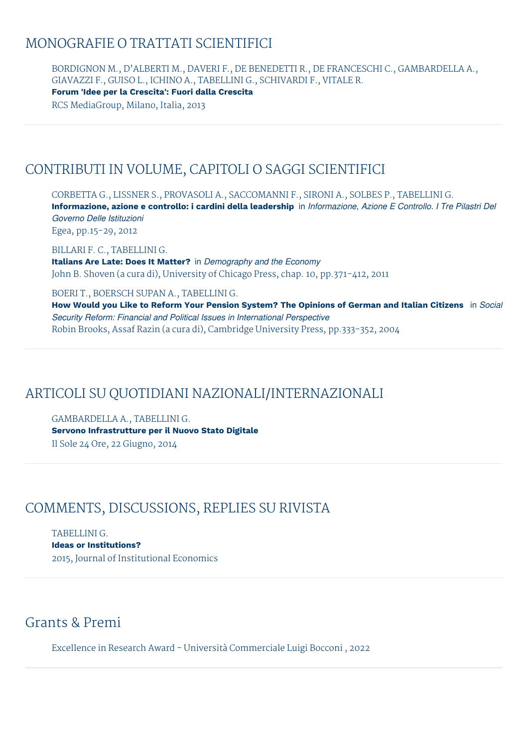## MONOGRAFIE O TRATTATI SCIENTIFICI

BORDIGNON M., D'ALBERTI M., DAVERI F., DE BENEDETTI R., DE FRANCESCHI C., GAMBARDELLA A., GIAVAZZI F., GUISO L., ICHINO A., TABELLINI G., SCHIVARDI F., VITALE R.
**Forum 'Idee per la Crescita': Fuori dalla Crescita**
RCS MediaGroup, Milano, Italia, 2013

## CONTRIBUTI IN VOLUME, CAPITOLI O SAGGI SCIENTIFICI

CORBETTA G., LISSNER S., PROVASOLI A., SACCOMANNI F., SIRONI A., SOLBES P., TABELLINI G.
**Informazione, azione e controllo: i cardini della leadership** in *Informazione, Azione E Controllo. I Tre Pilastri Del Governo Delle Istituzioni*
Egea, pp.15-29, 2012

BILLARI F. C., TABELLINI G.
**Italians Are Late: Does It Matter?** in *Demography and the Economy*
John B. Shoven (a cura di), University of Chicago Press, chap. 10, pp.371-412, 2011

BOERI T., BOERSCH SUPAN A., TABELLINI G.
**How Would you Like to Reform Your Pension System? The Opinions of German and Italian Citizens** in *Social Security Reform: Financial and Political Issues in International Perspective*
Robin Brooks, Assaf Razin (a cura di), Cambridge University Press, pp.333-352, 2004

## ARTICOLI SU QUOTIDIANI NAZIONALI/INTERNAZIONALI

GAMBARDELLA A., TABELLINI G.
**Servono Infrastrutture per il Nuovo Stato Digitale**
Il Sole 24 Ore, 22 Giugno, 2014

## COMMENTS, DISCUSSIONS, REPLIES SU RIVISTA

TABELLINI G.
**Ideas or Institutions?**
2015, Journal of Institutional Economics

## Grants & Premi

Excellence in Research Award - Università Commerciale Luigi Bocconi , 2022